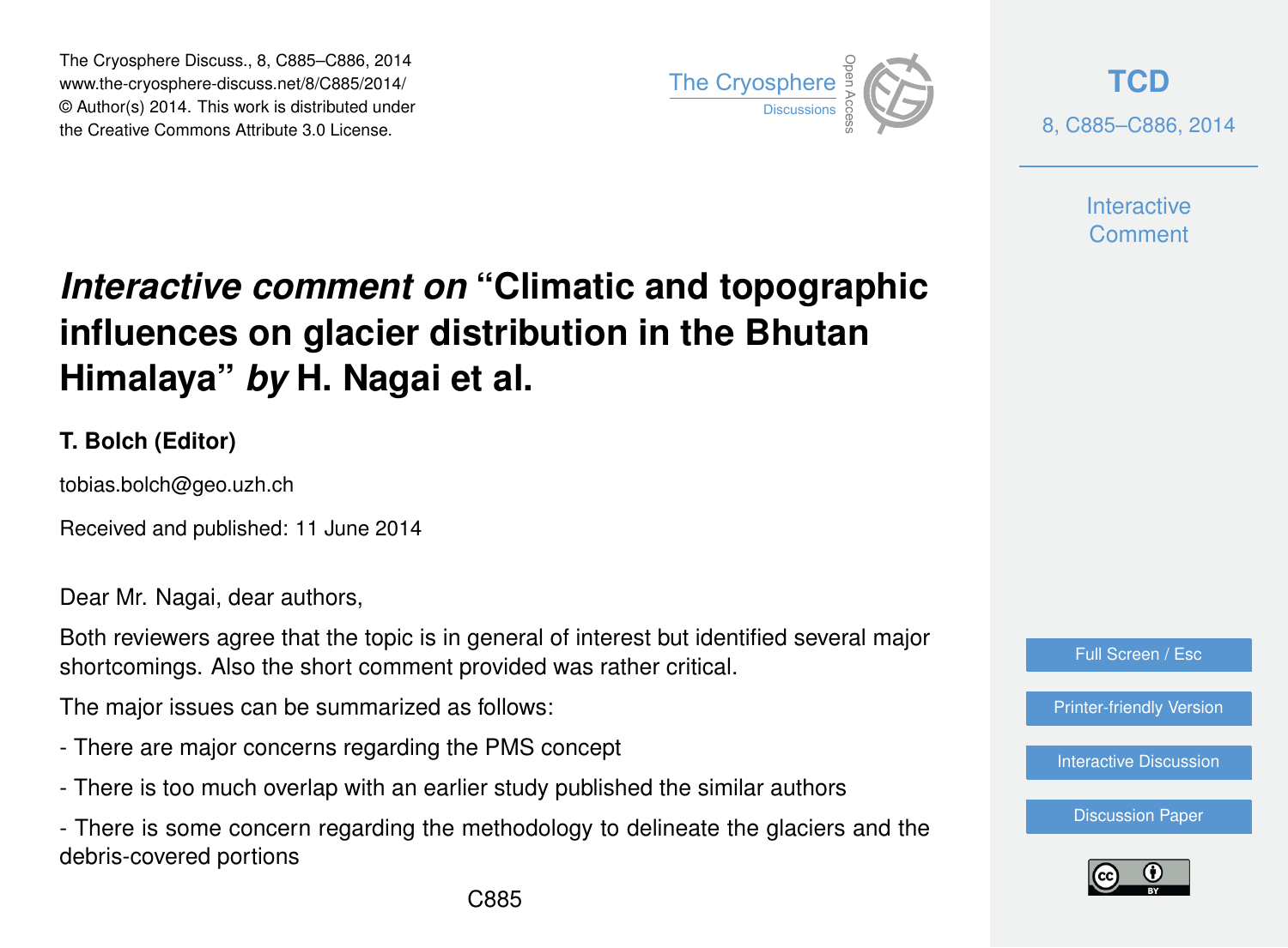# *Interactive comment on* "Climatic and topographic influences on glacier distribution in the Bhutan Himalaya" *by* H. Nagai et al.

**T. Bolch (Editor)**

tobias.bolch@geo.uzh.ch

Received and published: 11 June 2014

Dear Mr. Nagai, dear authors,

Both reviewers agree that the topic is in general of interest but identified several major shortcomings. Also the short comment provided was rather critical.

The major issues can be summarized as follows:

- There are major concerns regarding the PMS concept
- There is too much overlap with an earlier study published the similar authors
- There is some concern regarding the methodology to delineate the glaciers and the debris-covered portions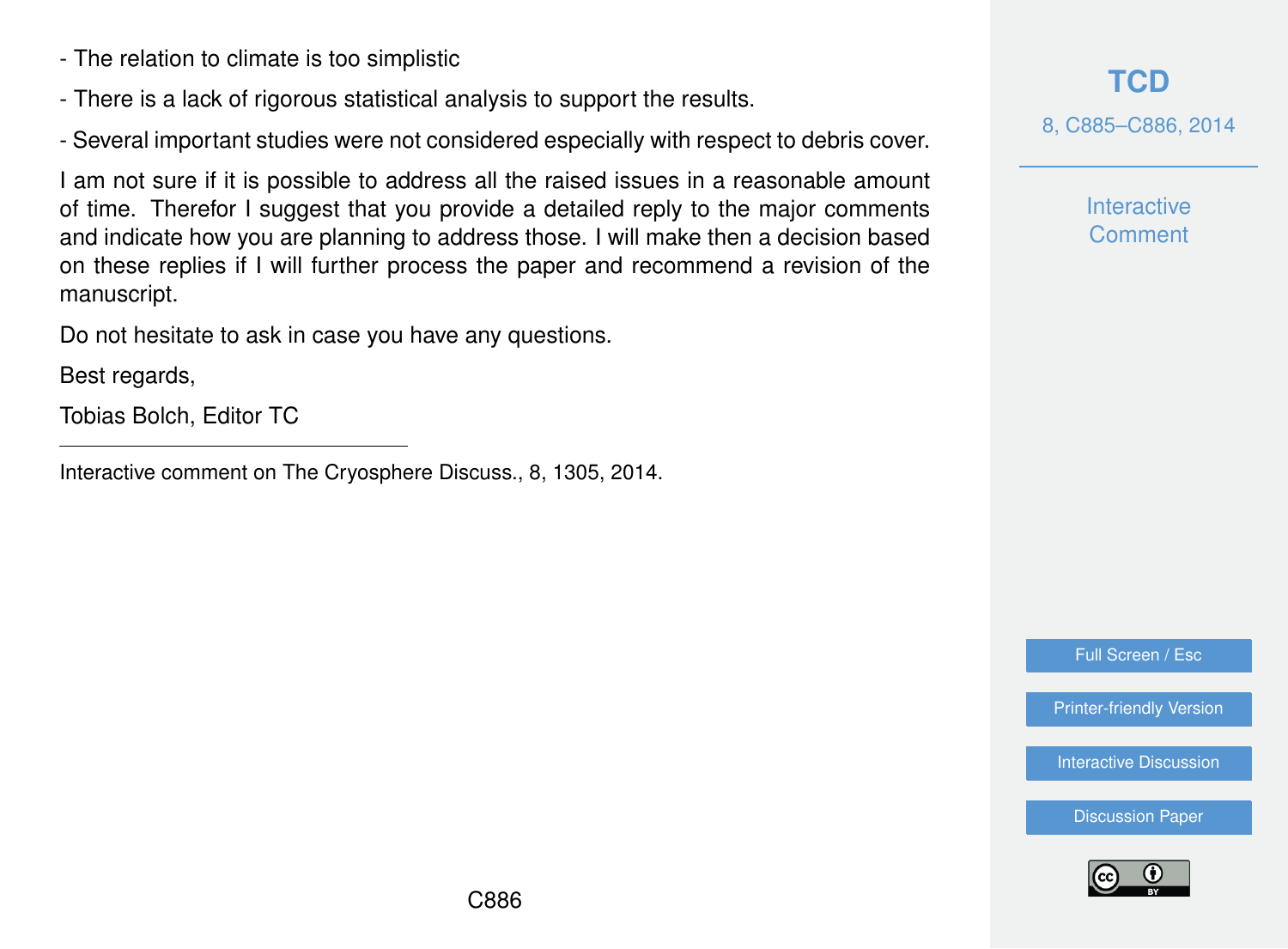- The relation to climate is too simplistic

- There is a lack of rigorous statistical analysis to support the results.

- Several important studies were not considered especially with respect to debris cover.

I am not sure if it is possible to address all the raised issues in a reasonable amount of time. Therefor I suggest that you provide a detailed reply to the major comments and indicate how you are planning to address those. I will make then a decision based on these replies if I will further process the paper and recommend a revision of the manuscript.

Do not hesitate to ask in case you have any questions.

Best regards,

Tobias Bolch, Editor TC

---

Interactive comment on The Cryosphere Discuss., 8, 1305, 2014.